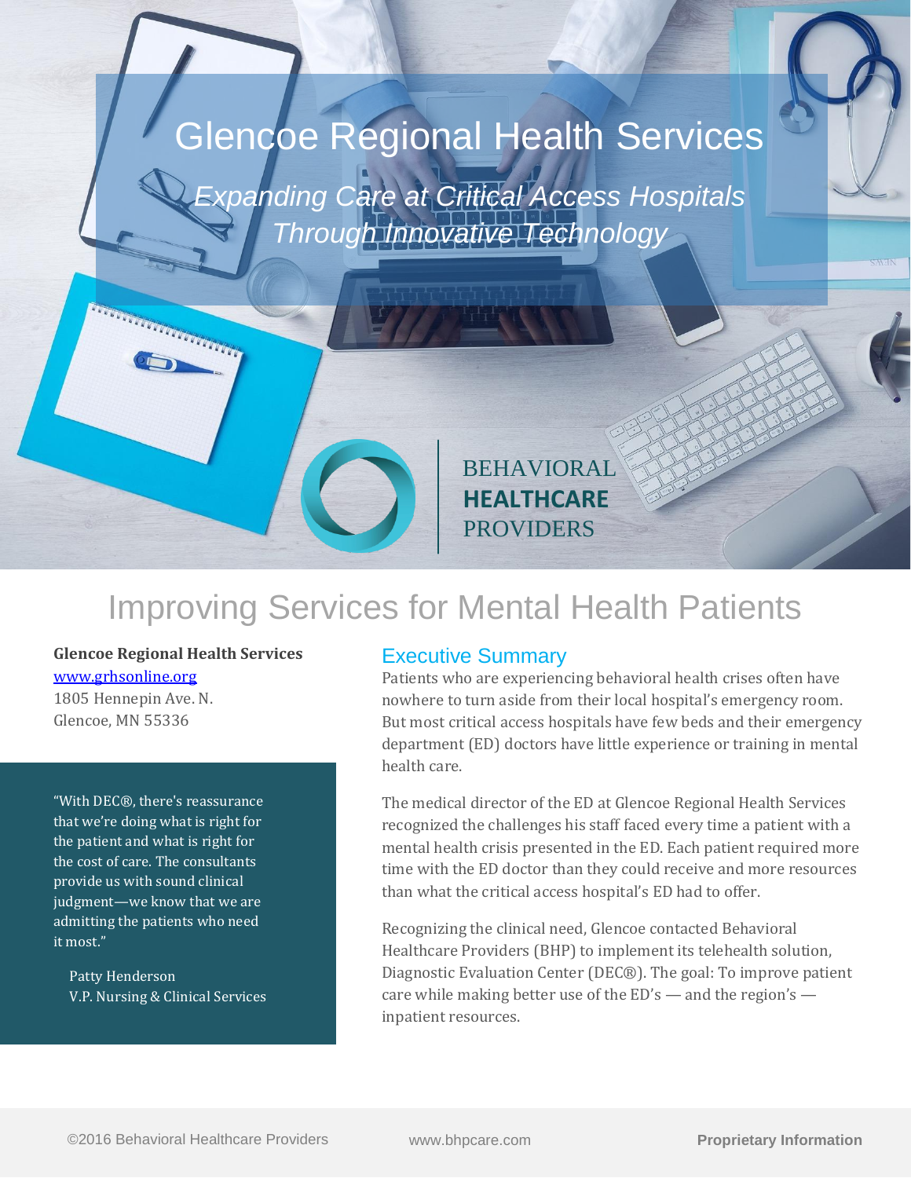# Glencoe Regional Health Services

*Expanding Care at Critical Access Hospitals Through Innovative Technology*

BEHAVIORAL **HEALTHCARE** PROVIDERS

## Improving Services for Mental Health Patients

**Glencoe Regional Health Services**
www.grhsonline.org
1805 Hennepin Ave. N.
Glencoe, MN 55336

"With DEC®, there's reassurance that we're doing what is right for the patient and what is right for the cost of care. The consultants provide us with sound clinical judgment—we know that we are admitting the patients who need it most."

Patty Henderson
V.P. Nursing & Clinical Services

### Executive Summary

Patients who are experiencing behavioral health crises often have nowhere to turn aside from their local hospital's emergency room. But most critical access hospitals have few beds and their emergency department (ED) doctors have little experience or training in mental health care.

The medical director of the ED at Glencoe Regional Health Services recognized the challenges his staff faced every time a patient with a mental health crisis presented in the ED. Each patient required more time with the ED doctor than they could receive and more resources than what the critical access hospital's ED had to offer.

Recognizing the clinical need, Glencoe contacted Behavioral Healthcare Providers (BHP) to implement its telehealth solution, Diagnostic Evaluation Center (DEC®). The goal: To improve patient care while making better use of the ED's — and the region's — inpatient resources.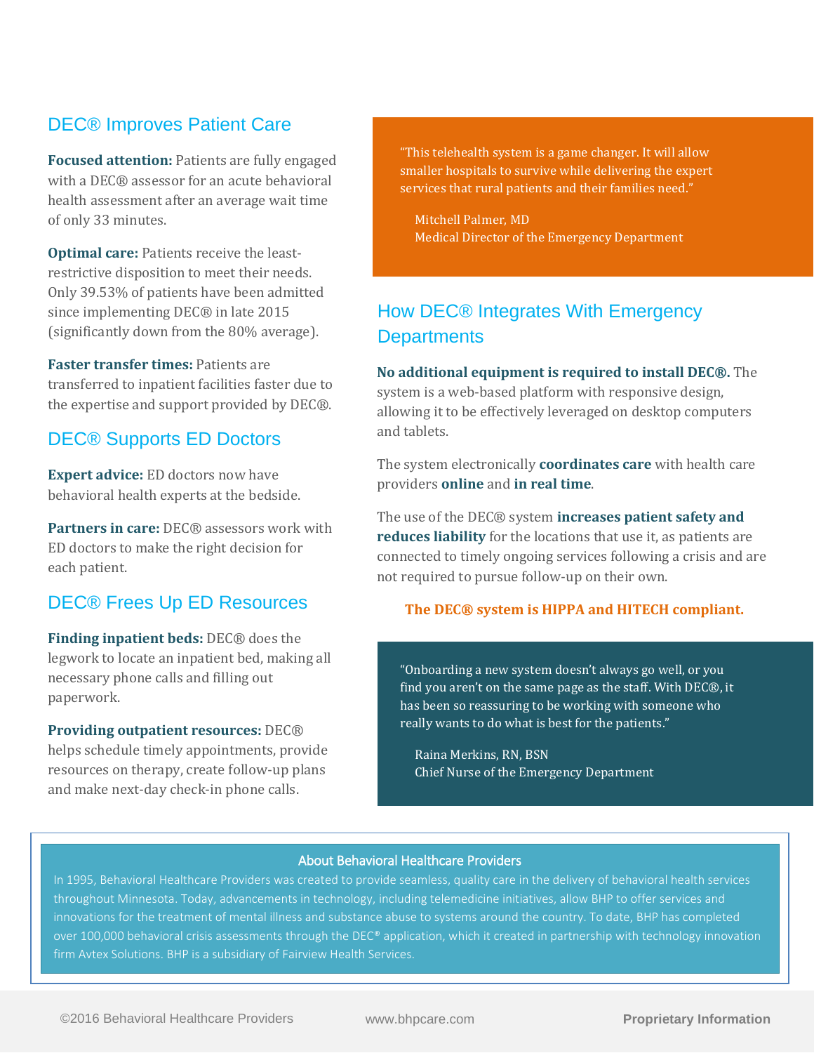## DEC® Improves Patient Care

**Focused attention:** Patients are fully engaged with a DEC® assessor for an acute behavioral health assessment after an average wait time of only 33 minutes.

**Optimal care:** Patients receive the least-restrictive disposition to meet their needs. Only 39.53% of patients have been admitted since implementing DEC® in late 2015 (significantly down from the 80% average).

**Faster transfer times:** Patients are transferred to inpatient facilities faster due to the expertise and support provided by DEC®.

## DEC® Supports ED Doctors

**Expert advice:** ED doctors now have behavioral health experts at the bedside.

**Partners in care:** DEC® assessors work with ED doctors to make the right decision for each patient.

## DEC® Frees Up ED Resources

**Finding inpatient beds:** DEC® does the legwork to locate an inpatient bed, making all necessary phone calls and filling out paperwork.

**Providing outpatient resources:** DEC® helps schedule timely appointments, provide resources on therapy, create follow-up plans and make next-day check-in phone calls.

> "This telehealth system is a game changer. It will allow smaller hospitals to survive while delivering the expert services that rural patients and their families need."
>
> Mitchell Palmer, MD
> Medical Director of the Emergency Department

## How DEC® Integrates With Emergency Departments

**No additional equipment is required to install DEC®.** The system is a web-based platform with responsive design, allowing it to be effectively leveraged on desktop computers and tablets.

The system electronically **coordinates care** with health care providers **online** and **in real time**.

The use of the DEC® system **increases patient safety and reduces liability** for the locations that use it, as patients are connected to timely ongoing services following a crisis and are not required to pursue follow-up on their own.

**The DEC® system is HIPPA and HITECH compliant.**

> "Onboarding a new system doesn't always go well, or you find you aren't on the same page as the staff. With DEC®, it has been so reassuring to be working with someone who really wants to do what is best for the patients."
>
> Raina Merkins, RN, BSN
> Chief Nurse of the Emergency Department

### About Behavioral Healthcare Providers

In 1995, Behavioral Healthcare Providers was created to provide seamless, quality care in the delivery of behavioral health services throughout Minnesota. Today, advancements in technology, including telemedicine initiatives, allow BHP to offer services and innovations for the treatment of mental illness and substance abuse to systems around the country. To date, BHP has completed over 100,000 behavioral crisis assessments through the DEC® application, which it created in partnership with technology innovation firm Avtex Solutions. BHP is a subsidiary of Fairview Health Services.

©2016 Behavioral Healthcare Providers www.bhpcare.com **Proprietary Information**